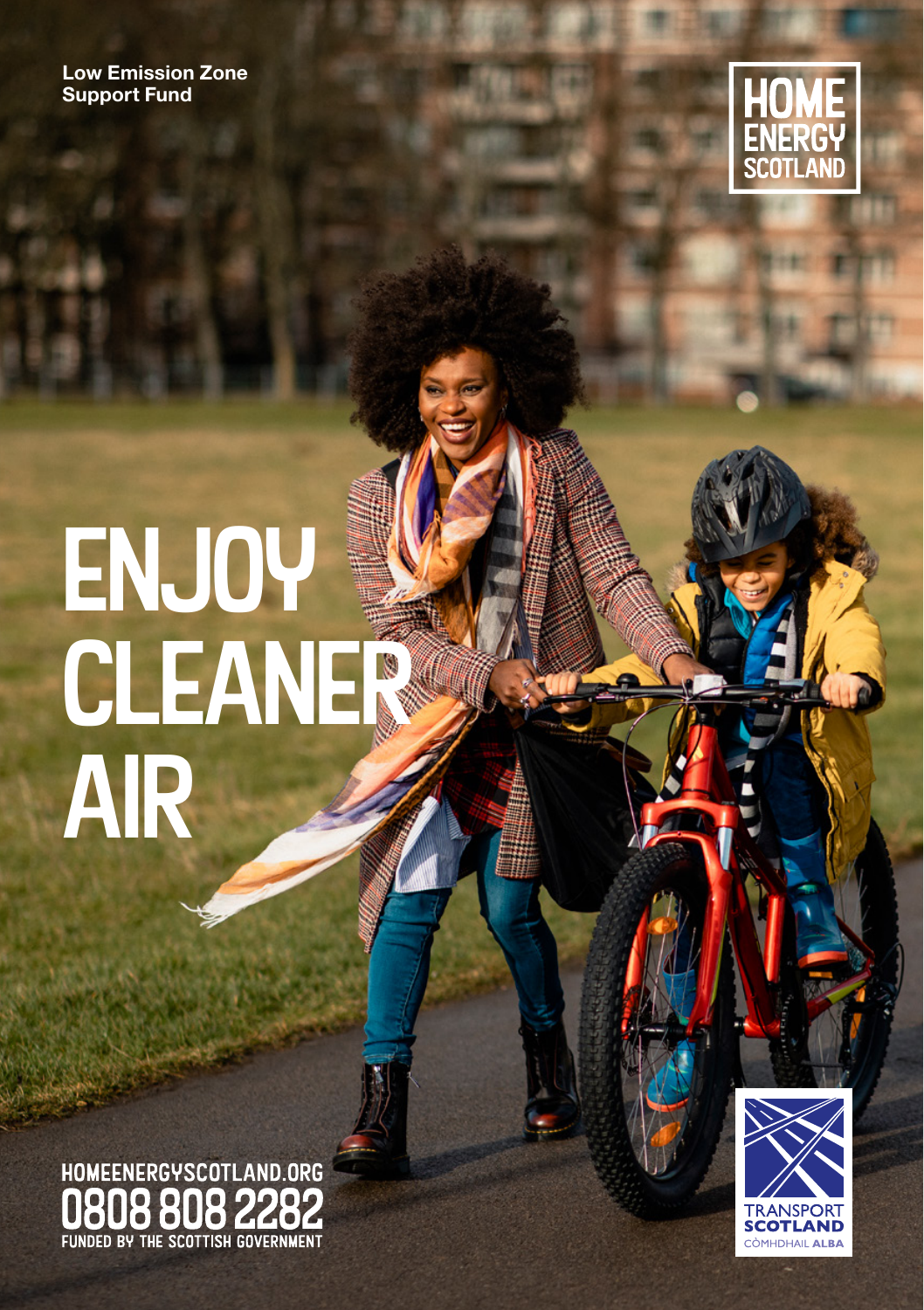**Low Emission Zone Support Fund**

HOME ENERGY SCOTLAND

# ENJOY CLEANER AIR

HOMEENERGYSCOTLAND.ORG

0808 808 2282

FUNDED BY THE SCOTTISH GOVERNMENT

TRANSPORT SCOTLAND

CÒMHDHAIL ALBA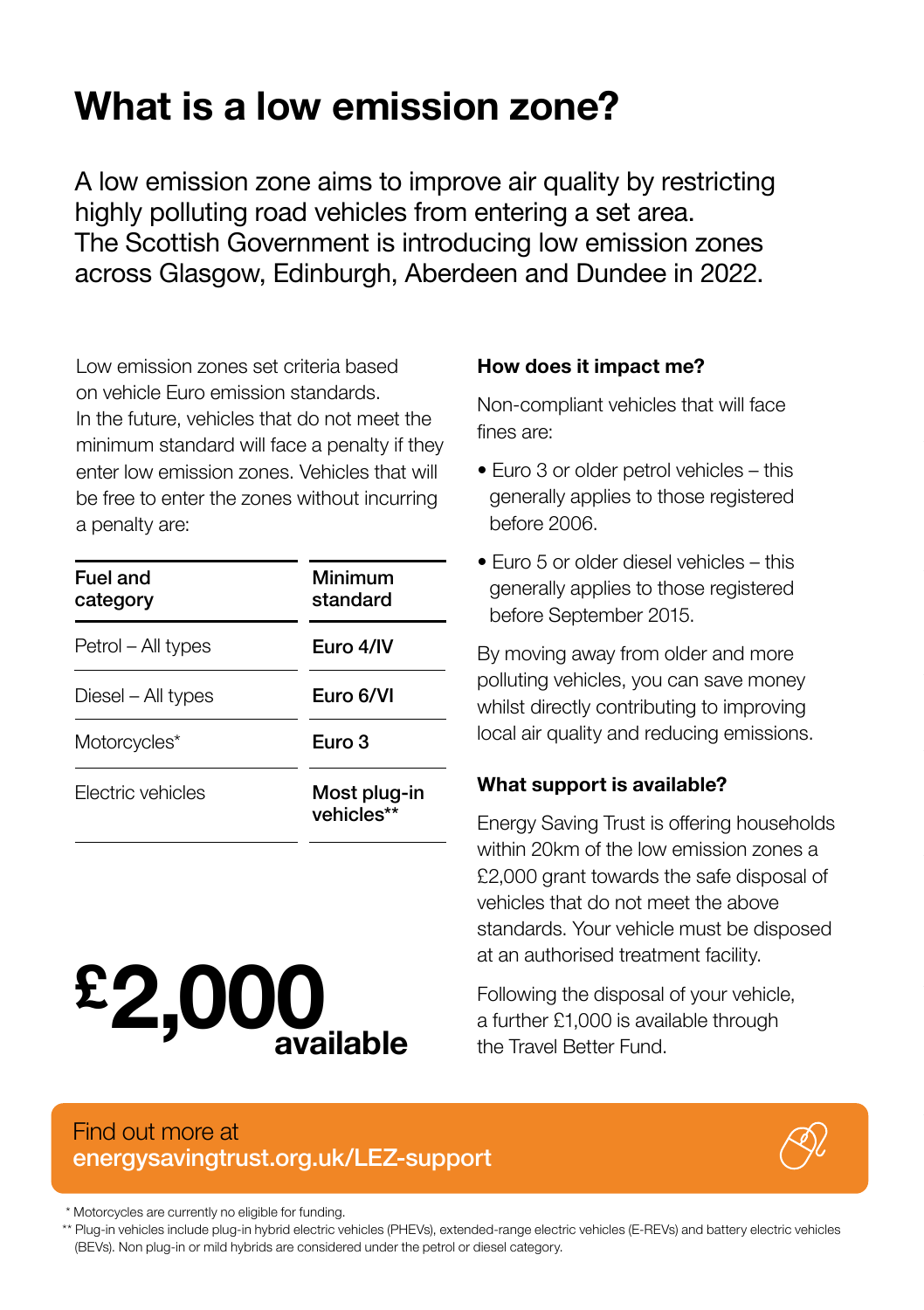# What is a low emission zone?

A low emission zone aims to improve air quality by restricting highly polluting road vehicles from entering a set area. The Scottish Government is introducing low emission zones across Glasgow, Edinburgh, Aberdeen and Dundee in 2022.

Low emission zones set criteria based on vehicle Euro emission standards. In the future, vehicles that do not meet the minimum standard will face a penalty if they enter low emission zones. Vehicles that will be free to enter the zones without incurring a penalty are:

| Fuel and category | Minimum standard |
|---|---|
| Petrol – All types | **Euro 4/IV** |
| Diesel – All types | **Euro 6/VI** |
| Motorcycles* | **Euro 3** |
| Electric vehicles | **Most plug-in vehicles**** |

**£2,000 available**

### How does it impact me?

Non-compliant vehicles that will face fines are:

- Euro 3 or older petrol vehicles – this generally applies to those registered before 2006.
- Euro 5 or older diesel vehicles – this generally applies to those registered before September 2015.

By moving away from older and more polluting vehicles, you can save money whilst directly contributing to improving local air quality and reducing emissions.

### What support is available?

Energy Saving Trust is offering households within 20km of the low emission zones a £2,000 grant towards the safe disposal of vehicles that do not meet the above standards. Your vehicle must be disposed at an authorised treatment facility.

Following the disposal of your vehicle, a further £1,000 is available through the Travel Better Fund.

Find out more at
**energysavingtrust.org.uk/LEZ-support**

\* Motorcycles are currently no eligible for funding.

** Plug-in vehicles include plug-in hybrid electric vehicles (PHEVs), extended-range electric vehicles (E-REVs) and battery electric vehicles (BEVs). Non plug-in or mild hybrids are considered under the petrol or diesel category.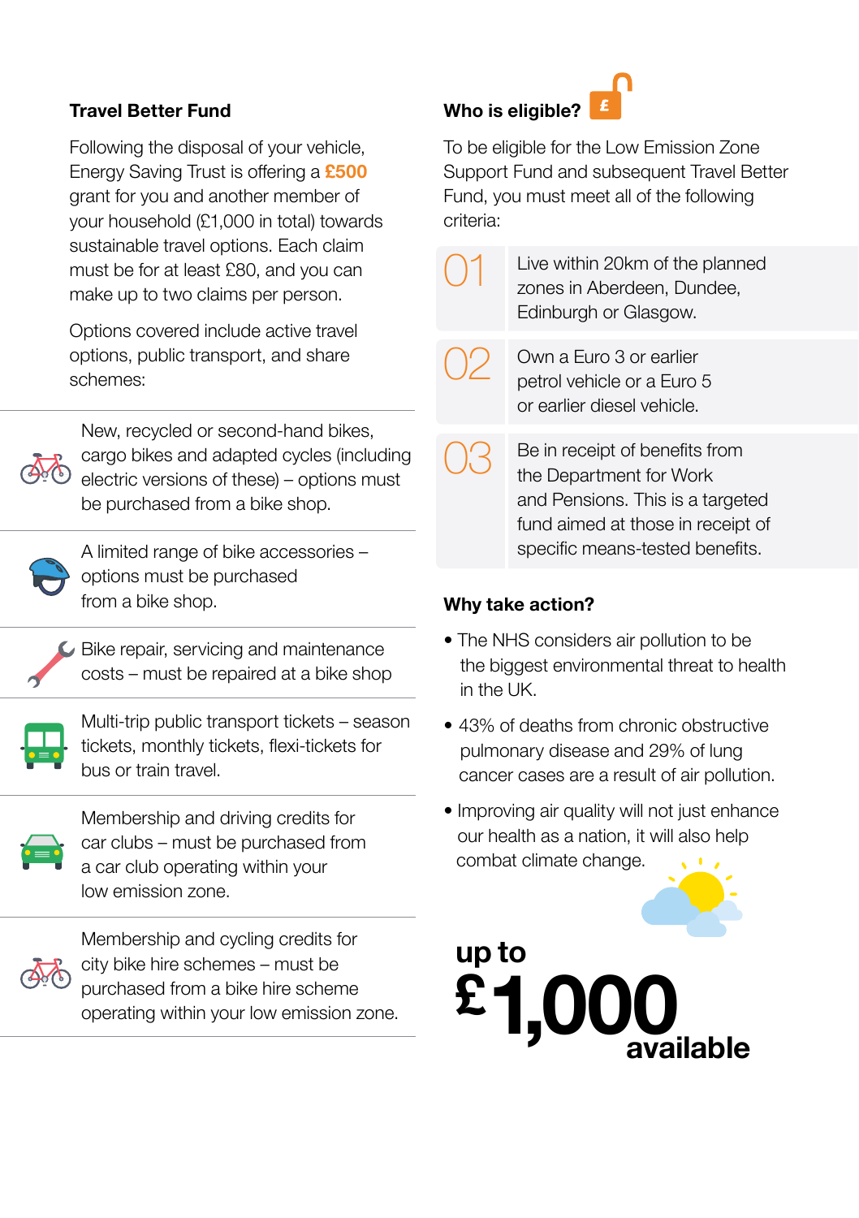## Travel Better Fund

Following the disposal of your vehicle, Energy Saving Trust is offering a **£500** grant for you and another member of your household (£1,000 in total) towards sustainable travel options. Each claim must be for at least £80, and you can make up to two claims per person.

Options covered include active travel options, public transport, and share schemes:

- New, recycled or second-hand bikes, cargo bikes and adapted cycles (including electric versions of these) – options must be purchased from a bike shop.
- A limited range of bike accessories – options must be purchased from a bike shop.
- Bike repair, servicing and maintenance costs – must be repaired at a bike shop
- Multi-trip public transport tickets – season tickets, monthly tickets, flexi-tickets for bus or train travel.
- Membership and driving credits for car clubs – must be purchased from a car club operating within your low emission zone.
- Membership and cycling credits for city bike hire schemes – must be purchased from a bike hire scheme operating within your low emission zone.

## Who is eligible?

To be eligible for the Low Emission Zone Support Fund and subsequent Travel Better Fund, you must meet all of the following criteria:

01 Live within 20km of the planned zones in Aberdeen, Dundee, Edinburgh or Glasgow.

02 Own a Euro 3 or earlier petrol vehicle or a Euro 5 or earlier diesel vehicle.

03 Be in receipt of benefits from the Department for Work and Pensions. This is a targeted fund aimed at those in receipt of specific means-tested benefits.

## Why take action?

- The NHS considers air pollution to be the biggest environmental threat to health in the UK.
- 43% of deaths from chronic obstructive pulmonary disease and 29% of lung cancer cases are a result of air pollution.
- Improving air quality will not just enhance our health as a nation, it will also help combat climate change.

**up to £1,000 available**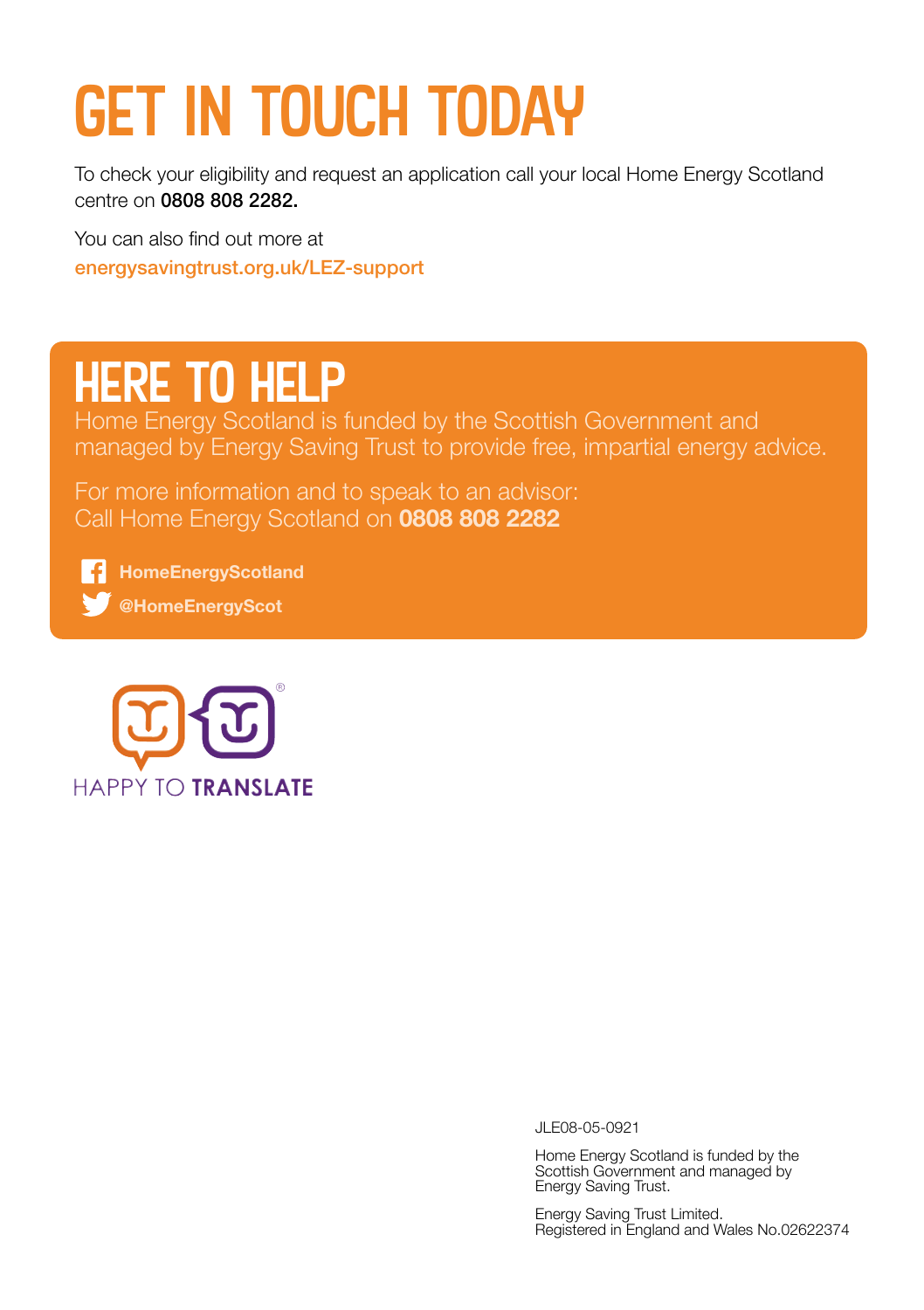# GET IN TOUCH TODAY

To check your eligibility and request an application call your local Home Energy Scotland centre on **0808 808 2282.**

You can also find out more at
energysavingtrust.org.uk/LEZ-support

## HERE TO HELP

Home Energy Scotland is funded by the Scottish Government and managed by Energy Saving Trust to provide free, impartial energy advice.

For more information and to speak to an advisor:
Call Home Energy Scotland on **0808 808 2282**

**HomeEnergyScotland**

**@HomeEnergyScot**

HAPPY TO **TRANSLATE**

JLE08-05-0921

Home Energy Scotland is funded by the Scottish Government and managed by Energy Saving Trust.

Energy Saving Trust Limited.
Registered in England and Wales No.02622374